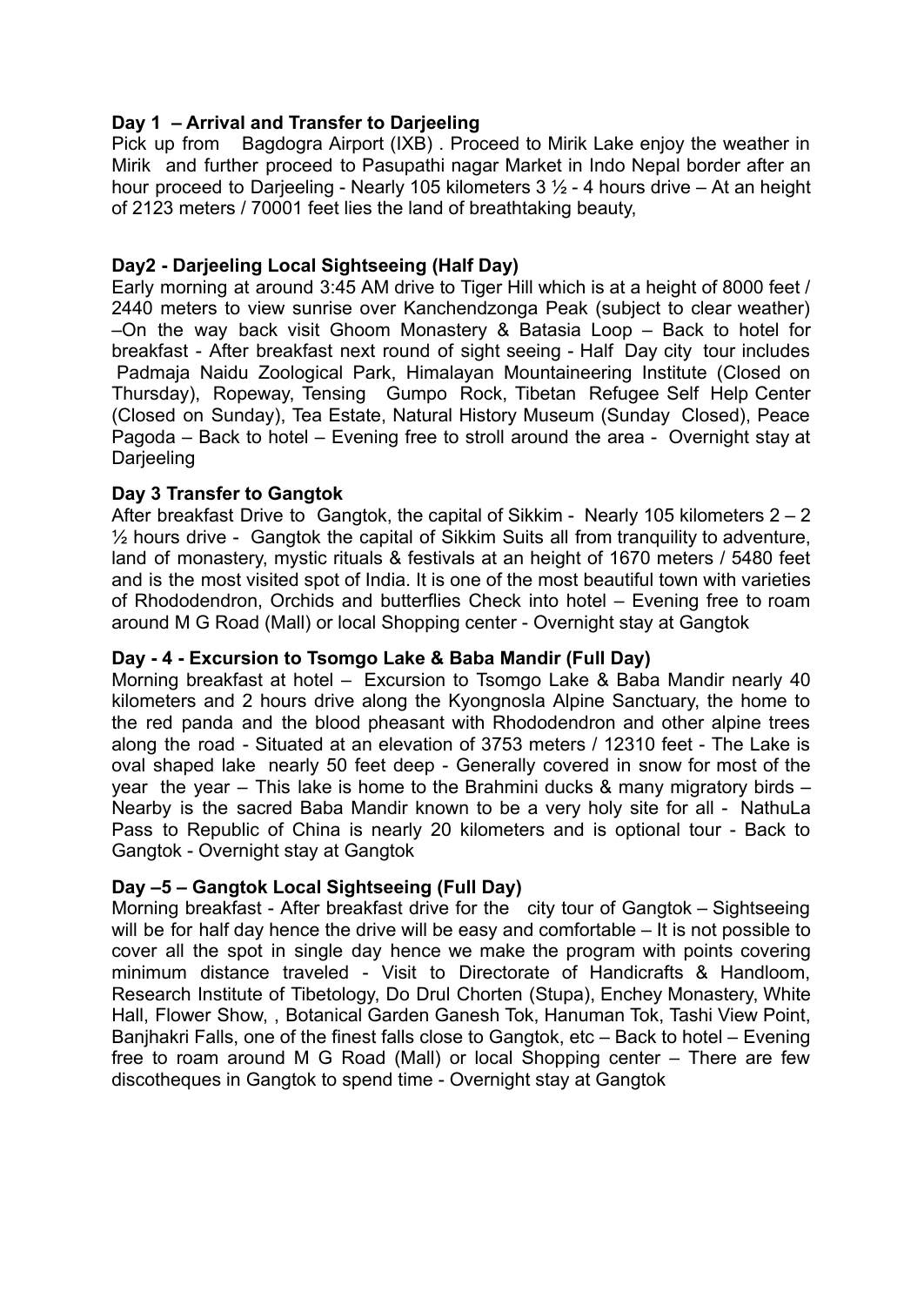**Day 1 – Arrival and Transfer to Darjeeling**
Pick up from Bagdogra Airport (IXB) . Proceed to Mirik Lake enjoy the weather in Mirik and further proceed to Pasupathi nagar Market in Indo Nepal border after an hour proceed to Darjeeling - Nearly 105 kilometers 3 ½ - 4 hours drive – At an height of 2123 meters / 70001 feet lies the land of breathtaking beauty,

**Day2 - Darjeeling Local Sightseeing (Half Day)**
Early morning at around 3:45 AM drive to Tiger Hill which is at a height of 8000 feet / 2440 meters to view sunrise over Kanchendzonga Peak (subject to clear weather) –On the way back visit Ghoom Monastery & Batasia Loop – Back to hotel for breakfast - After breakfast next round of sight seeing - Half Day city tour includes Padmaja Naidu Zoological Park, Himalayan Mountaineering Institute (Closed on Thursday), Ropeway, Tensing Gumpo Rock, Tibetan Refugee Self Help Center (Closed on Sunday), Tea Estate, Natural History Museum (Sunday Closed), Peace Pagoda – Back to hotel – Evening free to stroll around the area - Overnight stay at Darjeeling

**Day 3 Transfer to Gangtok**
After breakfast Drive to Gangtok, the capital of Sikkim - Nearly 105 kilometers 2 – 2 ½ hours drive - Gangtok the capital of Sikkim Suits all from tranquility to adventure, land of monastery, mystic rituals & festivals at an height of 1670 meters / 5480 feet and is the most visited spot of India. It is one of the most beautiful town with varieties of Rhododendron, Orchids and butterflies Check into hotel – Evening free to roam around M G Road (Mall) or local Shopping center - Overnight stay at Gangtok

**Day - 4 - Excursion to Tsomgo Lake & Baba Mandir (Full Day)**
Morning breakfast at hotel – Excursion to Tsomgo Lake & Baba Mandir nearly 40 kilometers and 2 hours drive along the Kyongnosla Alpine Sanctuary, the home to the red panda and the blood pheasant with Rhododendron and other alpine trees along the road - Situated at an elevation of 3753 meters / 12310 feet - The Lake is oval shaped lake nearly 50 feet deep - Generally covered in snow for most of the year the year – This lake is home to the Brahmini ducks & many migratory birds – Nearby is the sacred Baba Mandir known to be a very holy site for all - NathuLa Pass to Republic of China is nearly 20 kilometers and is optional tour - Back to Gangtok - Overnight stay at Gangtok

**Day –5 – Gangtok Local Sightseeing (Full Day)**
Morning breakfast - After breakfast drive for the city tour of Gangtok – Sightseeing will be for half day hence the drive will be easy and comfortable – It is not possible to cover all the spot in single day hence we make the program with points covering minimum distance traveled - Visit to Directorate of Handicrafts & Handloom, Research Institute of Tibetology, Do Drul Chorten (Stupa), Enchey Monastery, White Hall, Flower Show, , Botanical Garden Ganesh Tok, Hanuman Tok, Tashi View Point, Banjhakri Falls, one of the finest falls close to Gangtok, etc – Back to hotel – Evening free to roam around M G Road (Mall) or local Shopping center – There are few discotheques in Gangtok to spend time - Overnight stay at Gangtok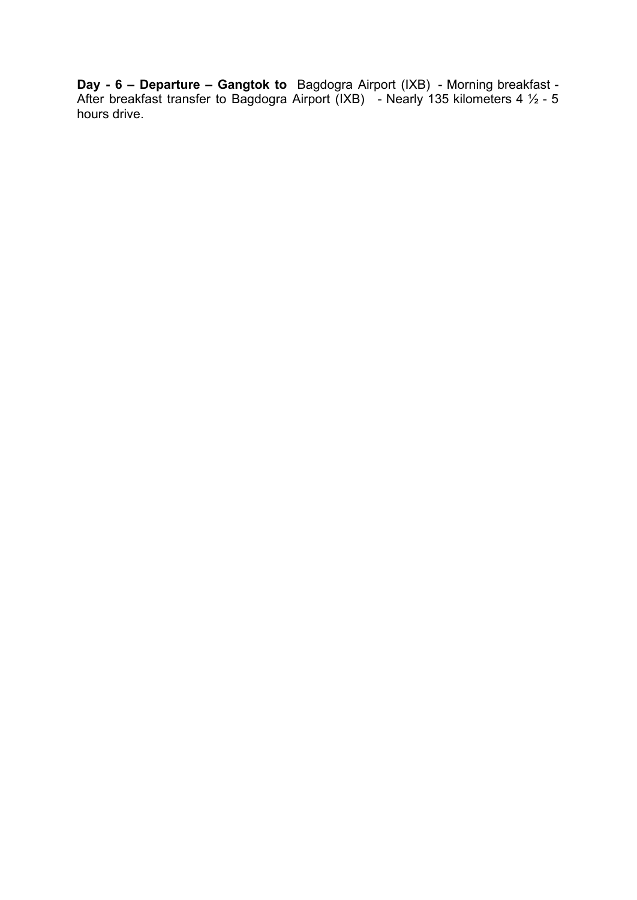**Day - 6 – Departure – Gangtok to** Bagdogra Airport (IXB) - Morning breakfast - After breakfast transfer to Bagdogra Airport (IXB) - Nearly 135 kilometers 4 ½ - 5 hours drive.